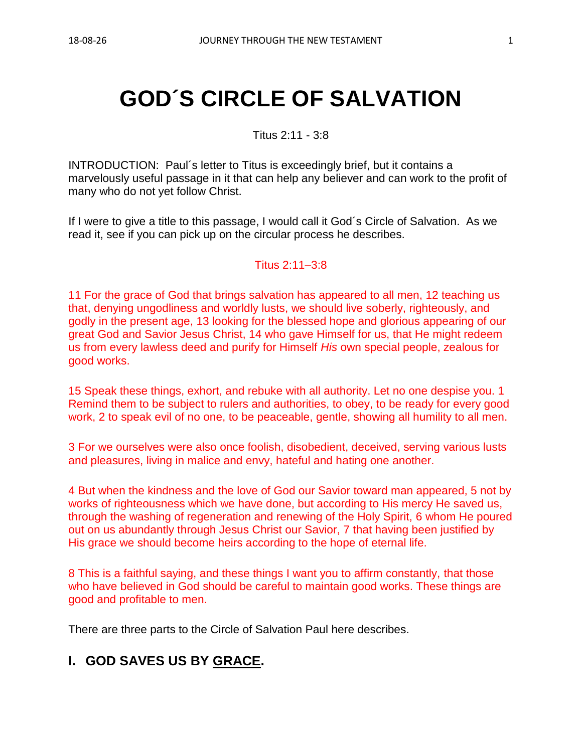# GOD´S CIRCLE OF SALVATION

Titus 2:11 - 3:8

INTRODUCTION: Paul´s letter to Titus is exceedingly brief, but it contains a marvelously useful passage in it that can help any believer and can work to the profit of many who do not yet follow Christ.

If I were to give a title to this passage, I would call it God´s Circle of Salvation. As we read it, see if you can pick up on the circular process he describes.

Titus 2:11–3:8

11 For the grace of God that brings salvation has appeared to all men, 12 teaching us that, denying ungodliness and worldly lusts, we should live soberly, righteously, and godly in the present age, 13 looking for the blessed hope and glorious appearing of our great God and Savior Jesus Christ, 14 who gave Himself for us, that He might redeem us from every lawless deed and purify for Himself *His* own special people, zealous for good works.

15 Speak these things, exhort, and rebuke with all authority. Let no one despise you. 1 Remind them to be subject to rulers and authorities, to obey, to be ready for every good work, 2 to speak evil of no one, to be peaceable, gentle, showing all humility to all men.

3 For we ourselves were also once foolish, disobedient, deceived, serving various lusts and pleasures, living in malice and envy, hateful and hating one another.

4 But when the kindness and the love of God our Savior toward man appeared, 5 not by works of righteousness which we have done, but according to His mercy He saved us, through the washing of regeneration and renewing of the Holy Spirit, 6 whom He poured out on us abundantly through Jesus Christ our Savior, 7 that having been justified by His grace we should become heirs according to the hope of eternal life.

8 This is a faithful saying, and these things I want you to affirm constantly, that those who have believed in God should be careful to maintain good works. These things are good and profitable to men.

There are three parts to the Circle of Salvation Paul here describes.

## I. GOD SAVES US BY GRACE.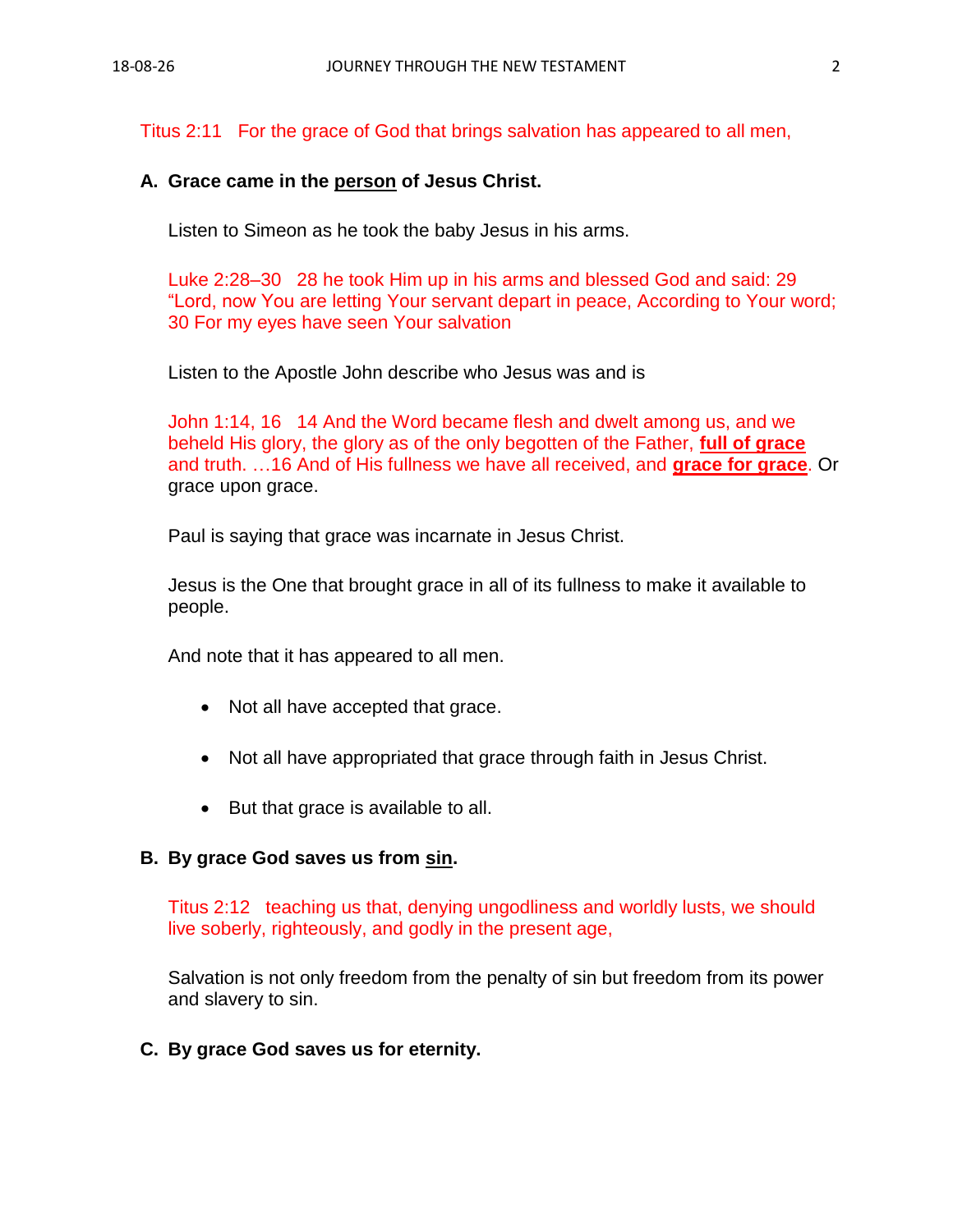Titus 2:11   For the grace of God that brings salvation has appeared to all men,

**A. Grace came in the <u>person</u> of Jesus Christ.**

Listen to Simeon as he took the baby Jesus in his arms.

Luke 2:28–30   28 he took Him up in his arms and blessed God and said: 29 "Lord, now You are letting Your servant depart in peace, According to Your word; 30 For my eyes have seen Your salvation

Listen to the Apostle John describe who Jesus was and is

John 1:14, 16   14 And the Word became flesh and dwelt among us, and we beheld His glory, the glory as of the only begotten of the Father, **<u>full of grace</u>** and truth. …16 And of His fullness we have all received, and **<u>grace for grace</u>**. Or grace upon grace.

Paul is saying that grace was incarnate in Jesus Christ.

Jesus is the One that brought grace in all of its fullness to make it available to people.

And note that it has appeared to all men.

- Not all have accepted that grace.
- Not all have appropriated that grace through faith in Jesus Christ.
- But that grace is available to all.

**B. By grace God saves us from <u>sin</u>.**

Titus 2:12   teaching us that, denying ungodliness and worldly lusts, we should live soberly, righteously, and godly in the present age,

Salvation is not only freedom from the penalty of sin but freedom from its power and slavery to sin.

**C. By grace God saves us for eternity.**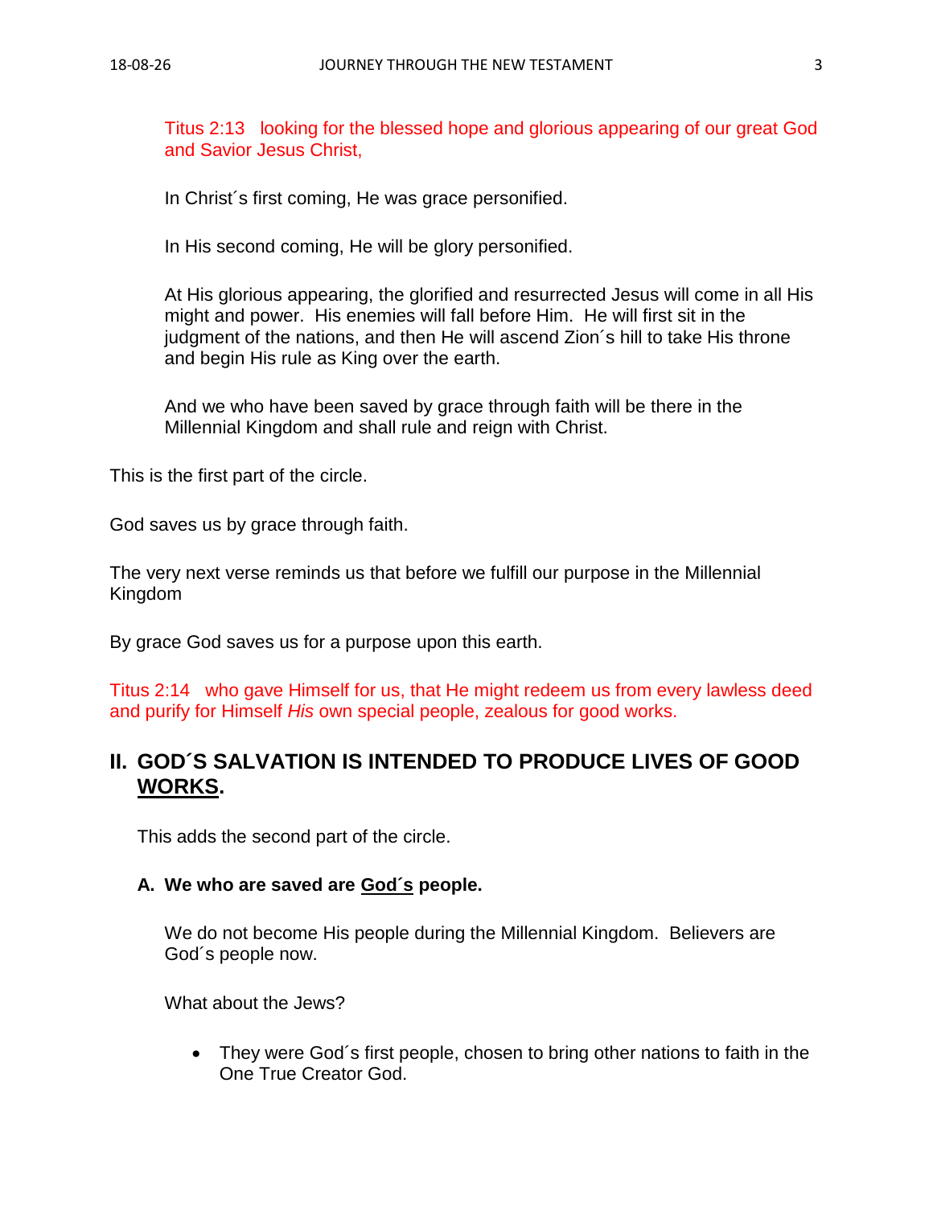Titus 2:13 looking for the blessed hope and glorious appearing of our great God and Savior Jesus Christ,

In Christ´s first coming, He was grace personified.

In His second coming, He will be glory personified.

At His glorious appearing, the glorified and resurrected Jesus will come in all His might and power. His enemies will fall before Him. He will first sit in the judgment of the nations, and then He will ascend Zion´s hill to take His throne and begin His rule as King over the earth.

And we who have been saved by grace through faith will be there in the Millennial Kingdom and shall rule and reign with Christ.

This is the first part of the circle.

God saves us by grace through faith.

The very next verse reminds us that before we fulfill our purpose in the Millennial Kingdom

By grace God saves us for a purpose upon this earth.

Titus 2:14 who gave Himself for us, that He might redeem us from every lawless deed and purify for Himself *His* own special people, zealous for good works.

## II. GOD´S SALVATION IS INTENDED TO PRODUCE LIVES OF GOOD <u>WORKS</u>.

This adds the second part of the circle.

### A. We who are saved are <u>God´s</u> people.

We do not become His people during the Millennial Kingdom. Believers are God´s people now.

What about the Jews?

- They were God´s first people, chosen to bring other nations to faith in the One True Creator God.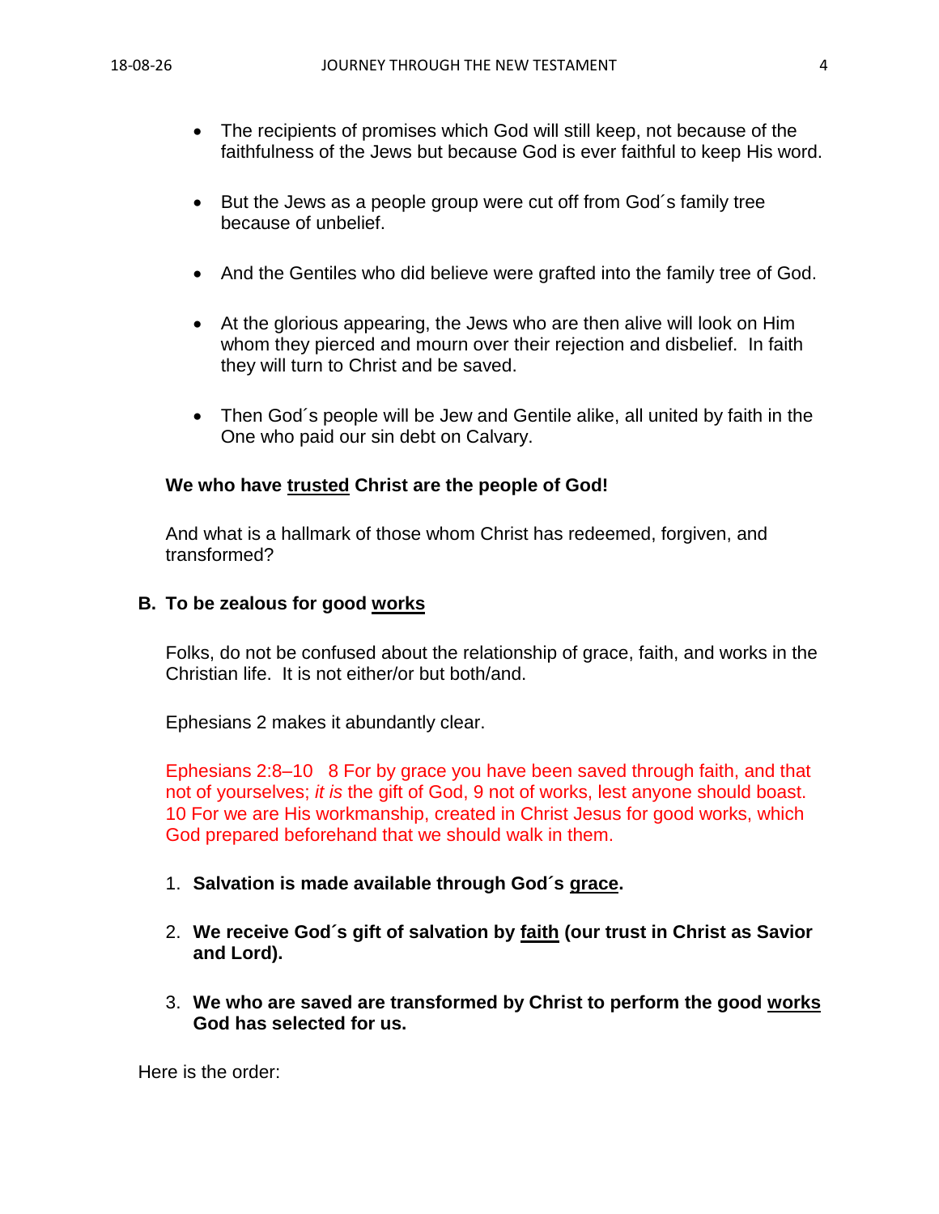- The recipients of promises which God will still keep, not because of the faithfulness of the Jews but because God is ever faithful to keep His word.

- But the Jews as a people group were cut off from God´s family tree because of unbelief.

- And the Gentiles who did believe were grafted into the family tree of God.

- At the glorious appearing, the Jews who are then alive will look on Him whom they pierced and mourn over their rejection and disbelief. In faith they will turn to Christ and be saved.

- Then God´s people will be Jew and Gentile alike, all united by faith in the One who paid our sin debt on Calvary.

**We who have <u>trusted</u> Christ are the people of God!**

And what is a hallmark of those whom Christ has redeemed, forgiven, and transformed?

**B. To be zealous for good <u>works</u>**

Folks, do not be confused about the relationship of grace, faith, and works in the Christian life. It is not either/or but both/and.

Ephesians 2 makes it abundantly clear.

Ephesians 2:8–10 8 For by grace you have been saved through faith, and that not of yourselves; *it is* the gift of God, 9 not of works, lest anyone should boast. 10 For we are His workmanship, created in Christ Jesus for good works, which God prepared beforehand that we should walk in them.

1. **Salvation is made available through God´s <u>grace</u>.**

2. **We receive God´s gift of salvation by <u>faith</u> (our trust in Christ as Savior and Lord).**

3. **We who are saved are transformed by Christ to perform the good <u>works</u> God has selected for us.**

Here is the order: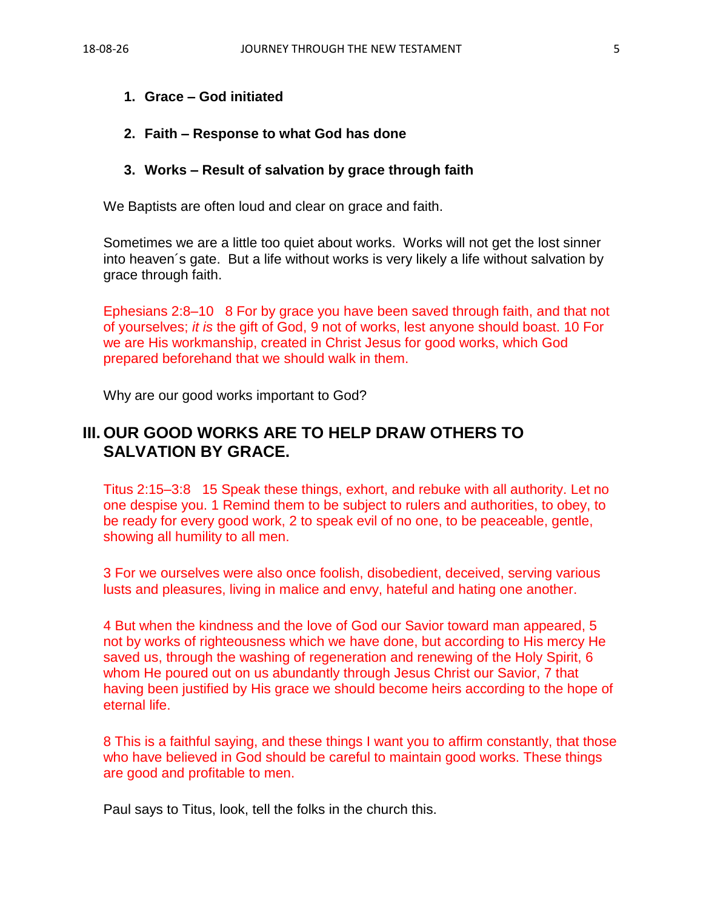1. **Grace – God initiated**

2. **Faith – Response to what God has done**

3. **Works – Result of salvation by grace through faith**

We Baptists are often loud and clear on grace and faith.

Sometimes we are a little too quiet about works. Works will not get the lost sinner into heaven´s gate. But a life without works is very likely a life without salvation by grace through faith.

Ephesians 2:8–10 8 For by grace you have been saved through faith, and that not of yourselves; *it is* the gift of God, 9 not of works, lest anyone should boast. 10 For we are His workmanship, created in Christ Jesus for good works, which God prepared beforehand that we should walk in them.

Why are our good works important to God?

## III. OUR GOOD WORKS ARE TO HELP DRAW OTHERS TO SALVATION BY GRACE.

Titus 2:15–3:8 15 Speak these things, exhort, and rebuke with all authority. Let no one despise you. 1 Remind them to be subject to rulers and authorities, to obey, to be ready for every good work, 2 to speak evil of no one, to be peaceable, gentle, showing all humility to all men.

3 For we ourselves were also once foolish, disobedient, deceived, serving various lusts and pleasures, living in malice and envy, hateful and hating one another.

4 But when the kindness and the love of God our Savior toward man appeared, 5 not by works of righteousness which we have done, but according to His mercy He saved us, through the washing of regeneration and renewing of the Holy Spirit, 6 whom He poured out on us abundantly through Jesus Christ our Savior, 7 that having been justified by His grace we should become heirs according to the hope of eternal life.

8 This is a faithful saying, and these things I want you to affirm constantly, that those who have believed in God should be careful to maintain good works. These things are good and profitable to men.

Paul says to Titus, look, tell the folks in the church this.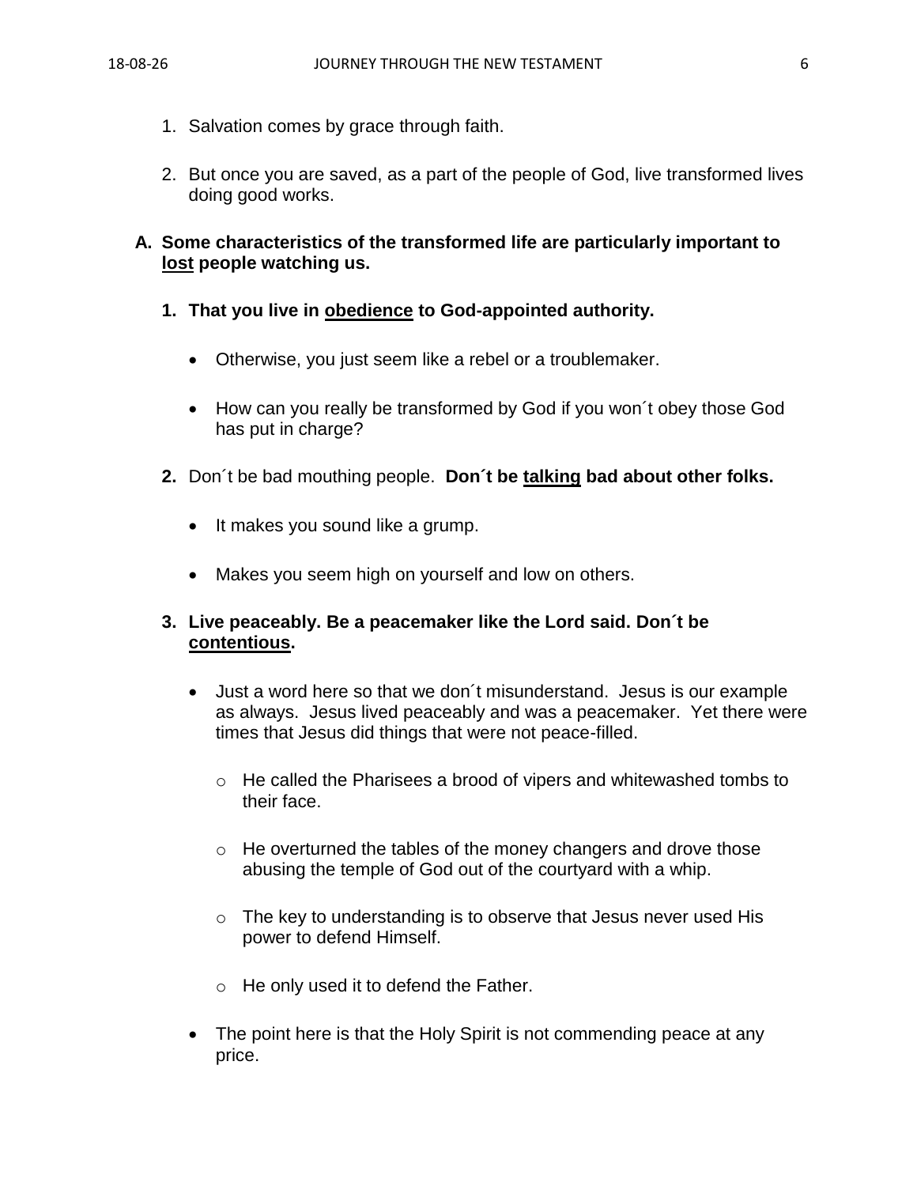1. Salvation comes by grace through faith.

2. But once you are saved, as a part of the people of God, live transformed lives doing good works.

**A. Some characteristics of the transformed life are particularly important to <u>lost</u> people watching us.**

**1. That you live in <u>obedience</u> to God-appointed authority.**

- Otherwise, you just seem like a rebel or a troublemaker.

- How can you really be transformed by God if you won´t obey those God has put in charge?

**2.** Don´t be bad mouthing people. **Don´t be <u>talking</u> bad about other folks.**

- It makes you sound like a grump.

- Makes you seem high on yourself and low on others.

**3. Live peaceably. Be a peacemaker like the Lord said. Don´t be <u>contentious</u>.**

- Just a word here so that we don´t misunderstand. Jesus is our example as always. Jesus lived peaceably and was a peacemaker. Yet there were times that Jesus did things that were not peace-filled.

  - He called the Pharisees a brood of vipers and whitewashed tombs to their face.

  - He overturned the tables of the money changers and drove those abusing the temple of God out of the courtyard with a whip.

  - The key to understanding is to observe that Jesus never used His power to defend Himself.

  - He only used it to defend the Father.

- The point here is that the Holy Spirit is not commending peace at any price.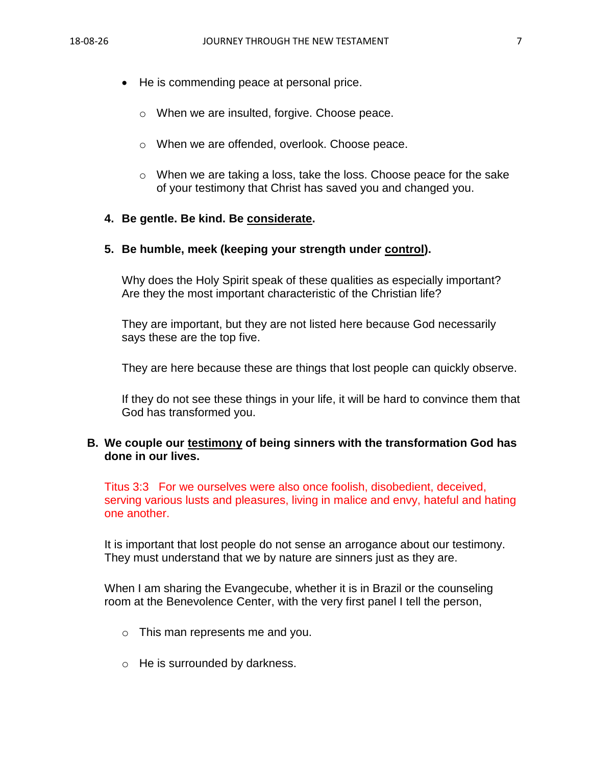- He is commending peace at personal price.
    - When we are insulted, forgive. Choose peace.
    - When we are offended, overlook. Choose peace.
    - When we are taking a loss, take the loss. Choose peace for the sake of your testimony that Christ has saved you and changed you.

**4. Be gentle. Be kind. Be <u>considerate</u>.**

**5. Be humble, meek (keeping your strength under <u>control</u>).**

Why does the Holy Spirit speak of these qualities as especially important? Are they the most important characteristic of the Christian life?

They are important, but they are not listed here because God necessarily says these are the top five.

They are here because these are things that lost people can quickly observe.

If they do not see these things in your life, it will be hard to convince them that God has transformed you.

**B. We couple our <u>testimony</u> of being sinners with the transformation God has done in our lives.**

Titus 3:3 For we ourselves were also once foolish, disobedient, deceived, serving various lusts and pleasures, living in malice and envy, hateful and hating one another.

It is important that lost people do not sense an arrogance about our testimony. They must understand that we by nature are sinners just as they are.

When I am sharing the Evangecube, whether it is in Brazil or the counseling room at the Benevolence Center, with the very first panel I tell the person,

- This man represents me and you.
- He is surrounded by darkness.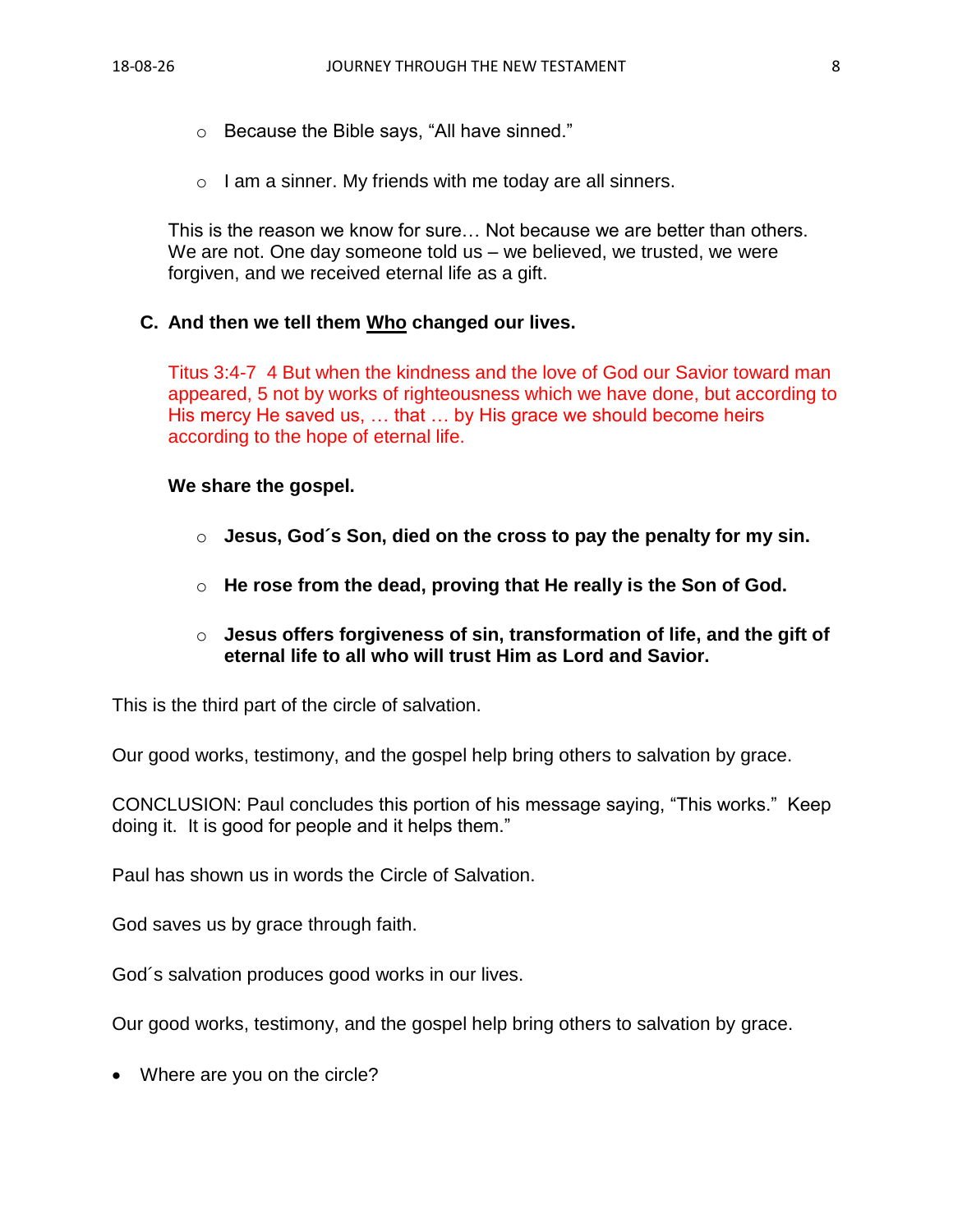- Because the Bible says, “All have sinned.”

- I am a sinner. My friends with me today are all sinners.

This is the reason we know for sure… Not because we are better than others. We are not. One day someone told us – we believed, we trusted, we were forgiven, and we received eternal life as a gift.

**C. And then we tell them <u>Who</u> changed our lives.**

Titus 3:4-7 4 But when the kindness and the love of God our Savior toward man appeared, 5 not by works of righteousness which we have done, but according to His mercy He saved us, … that … by His grace we should become heirs according to the hope of eternal life.

**We share the gospel.**

- **Jesus, God´s Son, died on the cross to pay the penalty for my sin.**

- **He rose from the dead, proving that He really is the Son of God.**

- **Jesus offers forgiveness of sin, transformation of life, and the gift of eternal life to all who will trust Him as Lord and Savior.**

This is the third part of the circle of salvation.

Our good works, testimony, and the gospel help bring others to salvation by grace.

CONCLUSION: Paul concludes this portion of his message saying, “This works.” Keep doing it. It is good for people and it helps them.”

Paul has shown us in words the Circle of Salvation.

God saves us by grace through faith.

God´s salvation produces good works in our lives.

Our good works, testimony, and the gospel help bring others to salvation by grace.

- Where are you on the circle?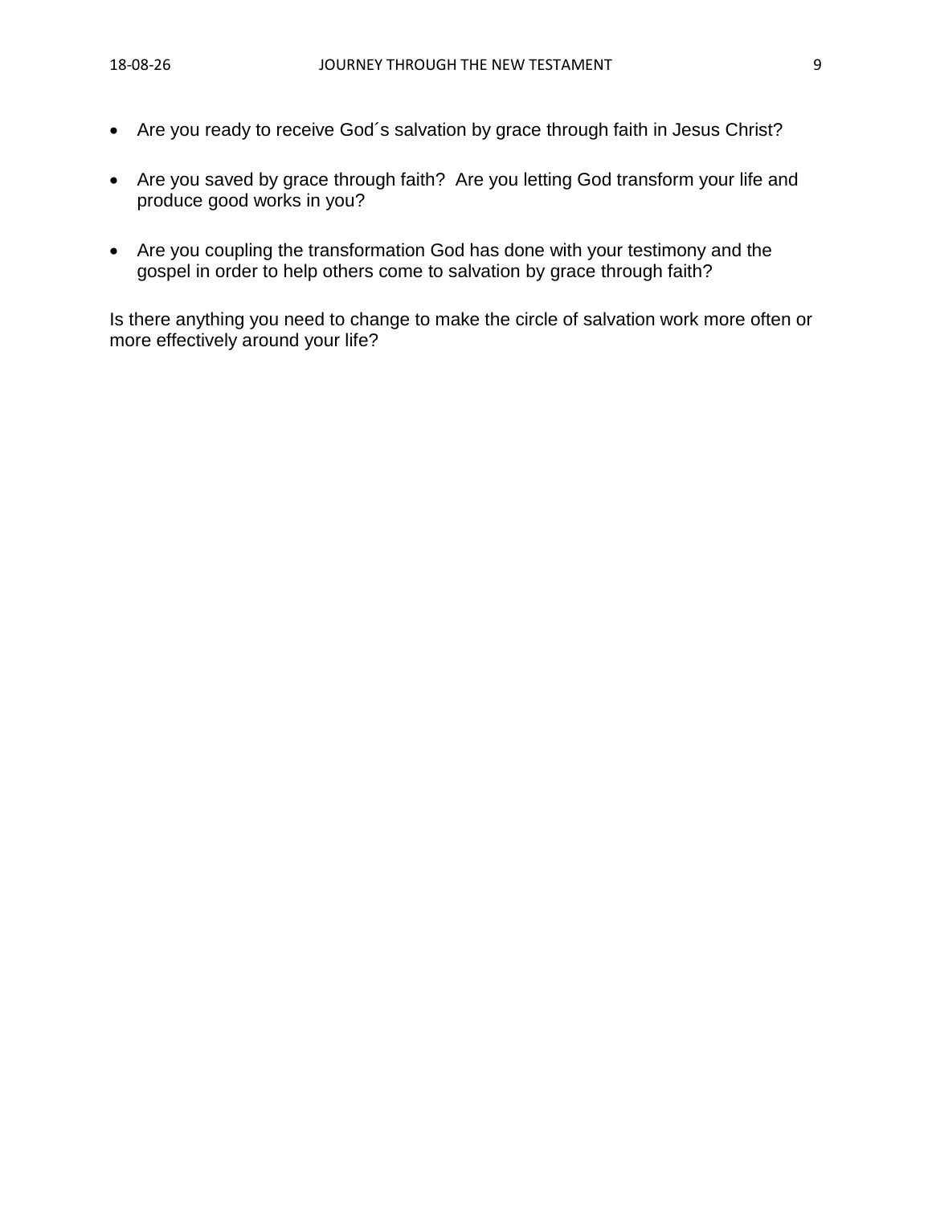- Are you ready to receive God´s salvation by grace through faith in Jesus Christ?

- Are you saved by grace through faith? Are you letting God transform your life and produce good works in you?

- Are you coupling the transformation God has done with your testimony and the gospel in order to help others come to salvation by grace through faith?

Is there anything you need to change to make the circle of salvation work more often or more effectively around your life?